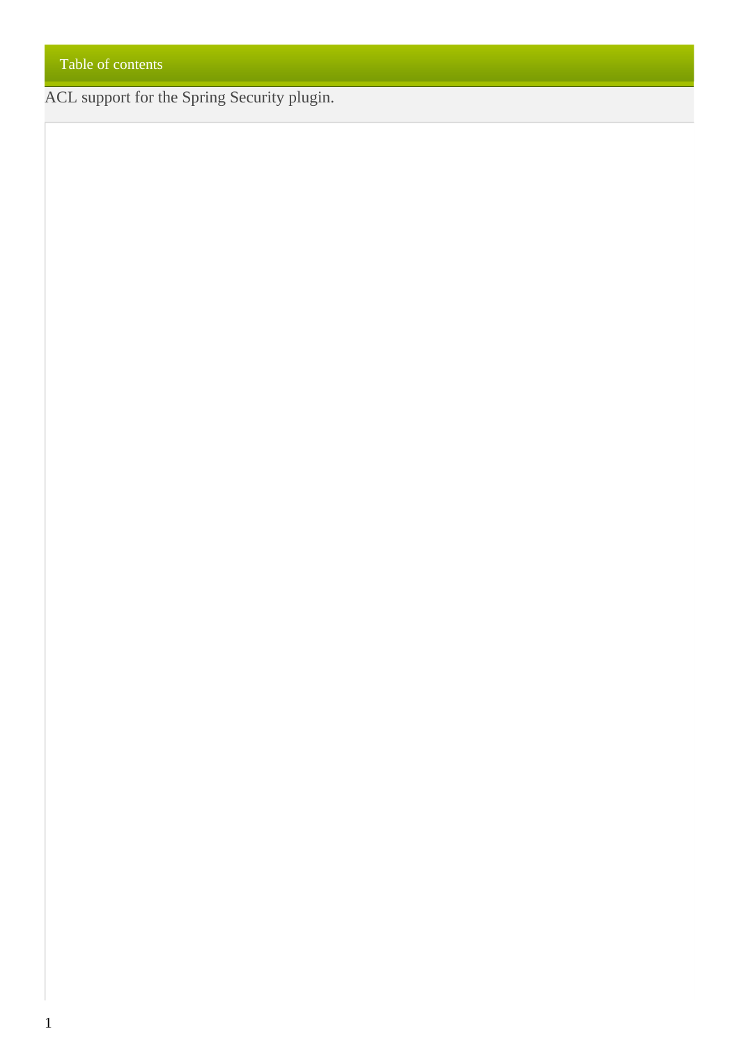## Table of contents

ACL support for the Spring Security plugin.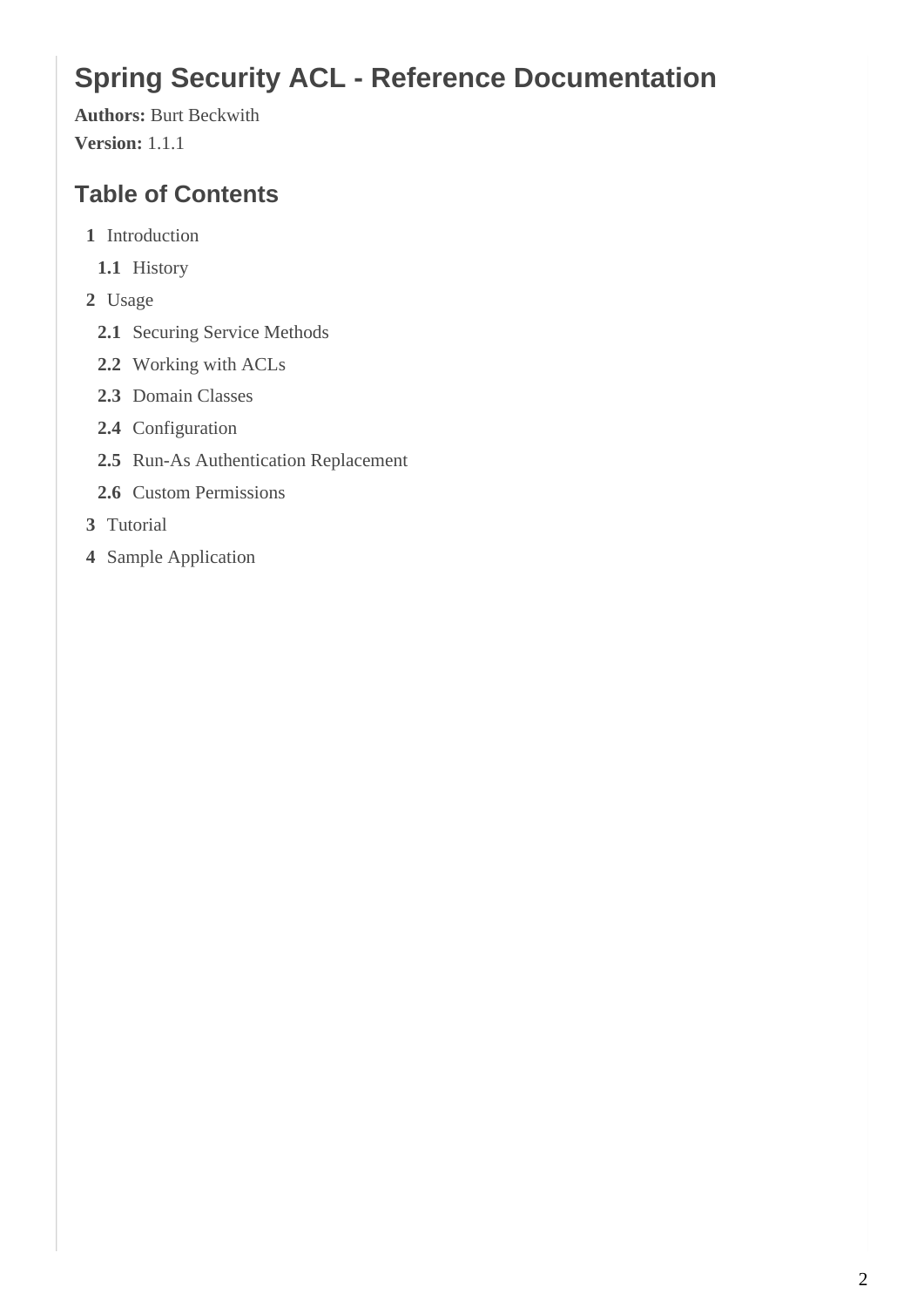# Spring Security ACL - Reference Documentation

**Authors:** Burt Beckwith

**Version:** 1.1.1

## Table of Contents

- **1** Introduction
  - **1.1** History
- **2** Usage
  - **2.1** Securing Service Methods
  - **2.2** Working with ACLs
  - **2.3** Domain Classes
  - **2.4** Configuration
  - **2.5** Run-As Authentication Replacement
  - **2.6** Custom Permissions
- **3** Tutorial
- **4** Sample Application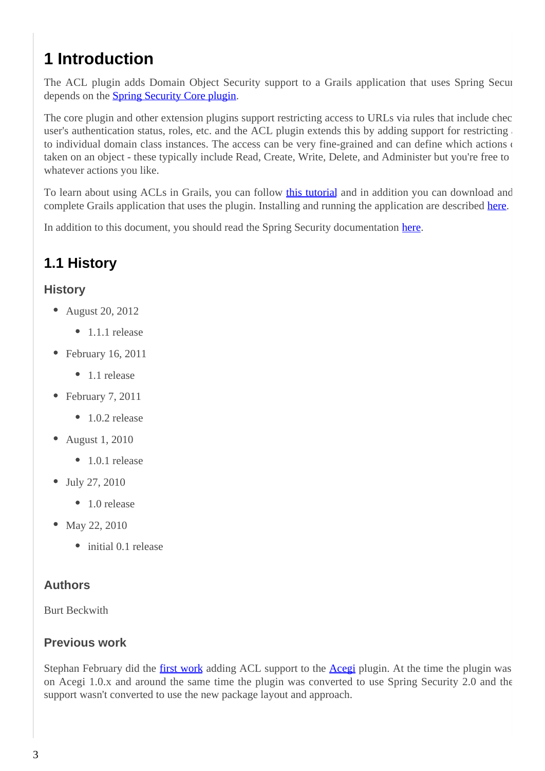# 1 Introduction

The ACL plugin adds Domain Object Security support to a Grails application that uses Spring Secu depends on the Spring Security Core plugin.

The core plugin and other extension plugins support restricting access to URLs via rules that include chec user's authentication status, roles, etc. and the ACL plugin extends this by adding support for restricting to individual domain class instances. The access can be very fine-grained and can define which actions taken on an object - these typically include Read, Create, Write, Delete, and Administer but you're free to whatever actions you like.

To learn about using ACLs in Grails, you can follow this tutorial and in addition you can download and complete Grails application that uses the plugin. Installing and running the application are described here.

In addition to this document, you should read the Spring Security documentation here.

## 1.1 History

### History

- August 20, 2012
  - 1.1.1 release
- February 16, 2011
  - 1.1 release
- February 7, 2011
  - 1.0.2 release
- August 1, 2010
  - 1.0.1 release
- July 27, 2010
  - 1.0 release
- May 22, 2010
  - initial 0.1 release

### Authors

Burt Beckwith

### Previous work

Stephan February did the first work adding ACL support to the Acegi plugin. At the time the plugin was on Acegi 1.0.x and around the same time the plugin was converted to use Spring Security 2.0 and the support wasn't converted to use the new package layout and approach.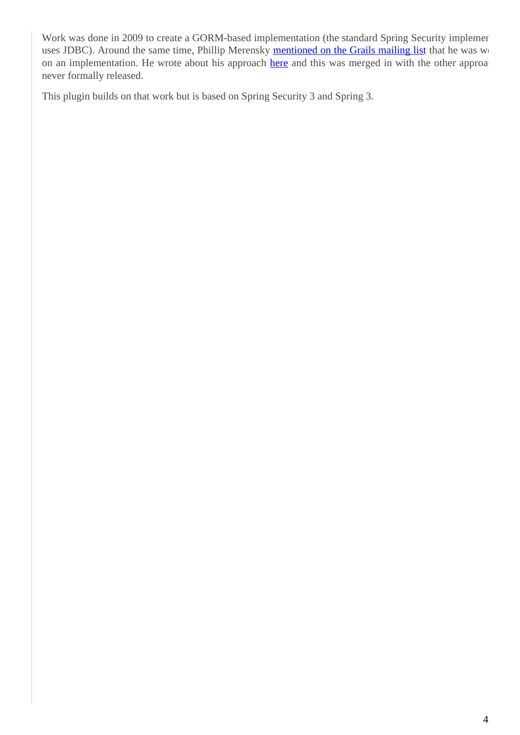Work was done in 2009 to create a GORM-based implementation (the standard Spring Security implemer uses JDBC). Around the same time, Phillip Merensky mentioned on the Grails mailing list that he was w on an implementation. He wrote about his approach here and this was merged in with the other approa never formally released.

This plugin builds on that work but is based on Spring Security 3 and Spring 3.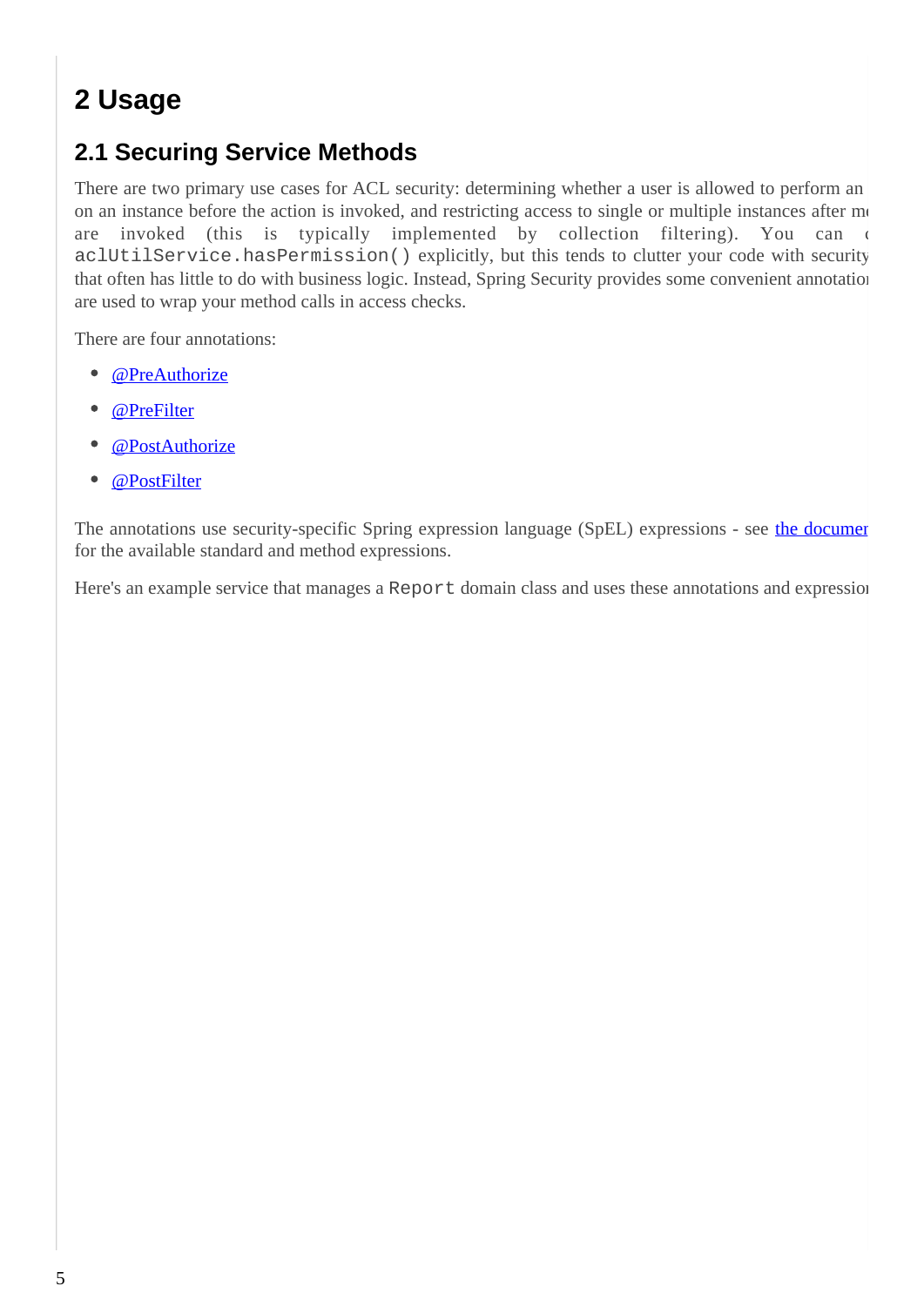# 2 Usage

## 2.1 Securing Service Methods

There are two primary use cases for ACL security: determining whether a user is allowed to perform an on an instance before the action is invoked, and restricting access to single or multiple instances after m are invoked (this is typically implemented by collection filtering). You can `aclUtilService.hasPermission()` explicitly, but this tends to clutter your code with security that often has little to do with business logic. Instead, Spring Security provides some convenient annotatio are used to wrap your method calls in access checks.

There are four annotations:

- @PreAuthorize
- @PreFilter
- @PostAuthorize
- @PostFilter

The annotations use security-specific Spring expression language (SpEL) expressions - see the documen for the available standard and method expressions.

Here's an example service that manages a `Report` domain class and uses these annotations and expressio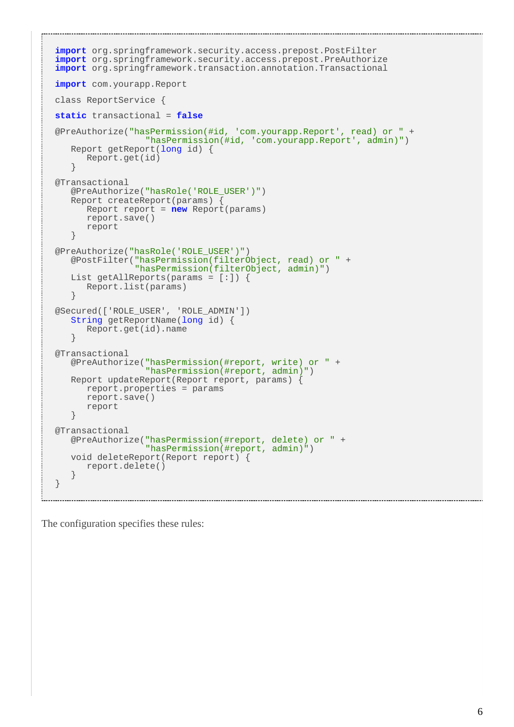```groovy
import org.springframework.security.access.prepost.PostFilter
import org.springframework.security.access.prepost.PreAuthorize
import org.springframework.transaction.annotation.Transactional

import com.yourapp.Report

class ReportService {

static transactional = false

@PreAuthorize("hasPermission(#id, 'com.yourapp.Report', read) or " +
                 "hasPermission(#id, 'com.yourapp.Report', admin)")
   Report getReport(long id) {
      Report.get(id)
   }

@Transactional
   @PreAuthorize("hasRole('ROLE_USER')")
   Report createReport(params) {
      Report report = new Report(params)
      report.save()
      report
   }

@PreAuthorize("hasRole('ROLE_USER')")
   @PostFilter("hasPermission(filterObject, read) or " +
               "hasPermission(filterObject, admin)")
   List getAllReports(params = [:]) {
      Report.list(params)
   }

@Secured(['ROLE_USER', 'ROLE_ADMIN'])
   String getReportName(long id) {
      Report.get(id).name
   }

@Transactional
   @PreAuthorize("hasPermission(#report, write) or " +
                 "hasPermission(#report, admin)")
   Report updateReport(Report report, params) {
      report.properties = params
      report.save()
      report
   }

@Transactional
   @PreAuthorize("hasPermission(#report, delete) or " +
                 "hasPermission(#report, admin)")
   void deleteReport(Report report) {
      report.delete()
   }
}
```

The configuration specifies these rules: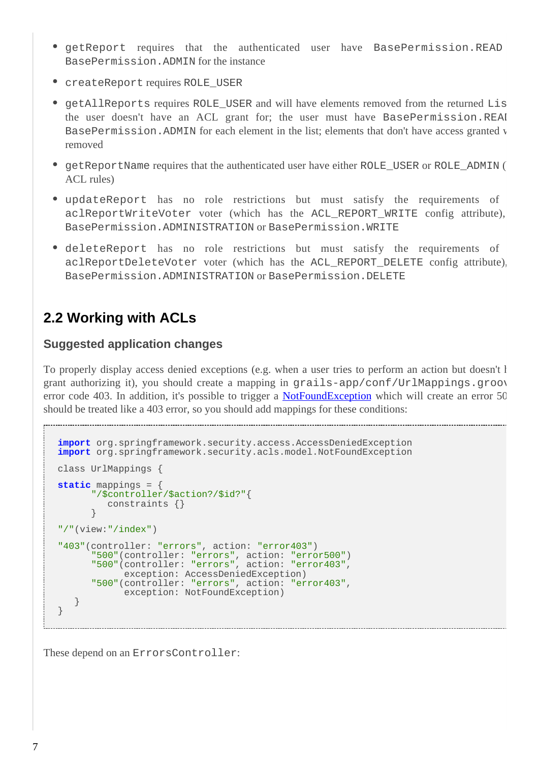- `getReport` requires that the authenticated user have `BasePermission.READ` `BasePermission.ADMIN` for the instance
- `createReport` requires `ROLE_USER`
- `getAllReports` requires `ROLE_USER` and will have elements removed from the returned `Lis` the user doesn't have an ACL grant for; the user must have `BasePermission.REAI` `BasePermission.ADMIN` for each element in the list; elements that don't have access granted v removed
- `getReportName` requires that the authenticated user have either `ROLE_USER` or `ROLE_ADMIN` ( ACL rules)
- `updateReport` has no role restrictions but must satisfy the requirements of `aclReportWriteVoter` voter (which has the `ACL_REPORT_WRITE` config attribute), `BasePermission.ADMINISTRATION` or `BasePermission.WRITE`
- `deleteReport` has no role restrictions but must satisfy the requirements of `aclReportDeleteVoter` voter (which has the `ACL_REPORT_DELETE` config attribute), `BasePermission.ADMINISTRATION` or `BasePermission.DELETE`

## 2.2 Working with ACLs

### Suggested application changes

To properly display access denied exceptions (e.g. when a user tries to perform an action but doesn't l grant authorizing it), you should create a mapping in `grails-app/conf/UrlMappings.groov` error code 403. In addition, it's possible to trigger a NotFoundException which will create an error 50 should be treated like a 403 error, so you should add mappings for these conditions:

```
import org.springframework.security.access.AccessDeniedException
import org.springframework.security.acls.model.NotFoundException

class UrlMappings {

static mappings = {
      "/$controller/$action?/$id?"{
         constraints {}
      }

"/"(view:"/index")

"403"(controller: "errors", action: "error403")
      "500"(controller: "errors", action: "error500")
      "500"(controller: "errors", action: "error403",
            exception: AccessDeniedException)
      "500"(controller: "errors", action: "error403",
            exception: NotFoundException)
   }
}
```

These depend on an `ErrorsController`: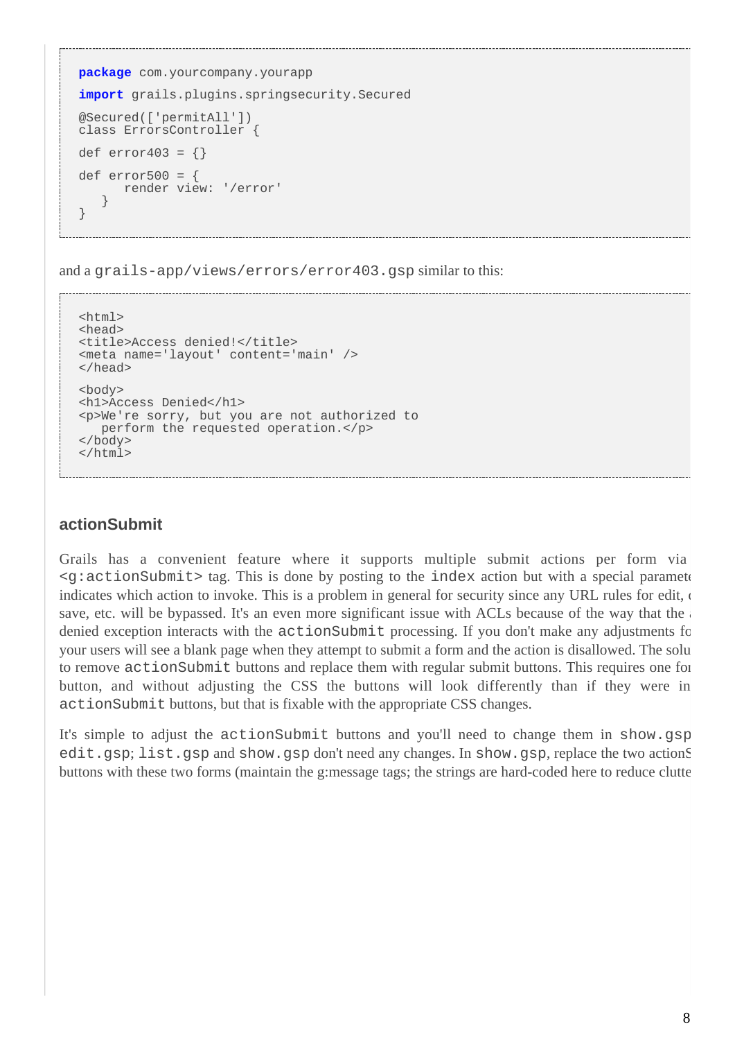```
package com.yourcompany.yourapp

import grails.plugins.springsecurity.Secured

@Secured(['permitAll'])
class ErrorsController {

def error403 = {}

def error500 = {
      render view: '/error'
   }
}
```

and a `grails-app/views/errors/error403.gsp` similar to this:

```
<html>
<head>
<title>Access denied!</title>
<meta name='layout' content='main' />
</head>

<body>
<h1>Access Denied</h1>
<p>We're sorry, but you are not authorized to
   perform the requested operation.</p>
</body>
</html>
```

### actionSubmit

Grails has a convenient feature where it supports multiple submit actions per form via `<g:actionSubmit>` tag. This is done by posting to the `index` action but with a special paramete indicates which action to invoke. This is a problem in general for security since any URL rules for edit, save, etc. will be bypassed. It's an even more significant issue with ACLs because of the way that the denied exception interacts with the `actionSubmit` processing. If you don't make any adjustments fo your users will see a blank page when they attempt to submit a form and the action is disallowed. The solu to remove `actionSubmit` buttons and replace them with regular submit buttons. This requires one fo button, and without adjusting the CSS the buttons will look differently than if they were in `actionSubmit` buttons, but that is fixable with the appropriate CSS changes.

It's simple to adjust the `actionSubmit` buttons and you'll need to change them in `show.gsp` `edit.gsp`; `list.gsp` and `show.gsp` don't need any changes. In `show.gsp`, replace the two actionS buttons with these two forms (maintain the g:message tags; the strings are hard-coded here to reduce clutte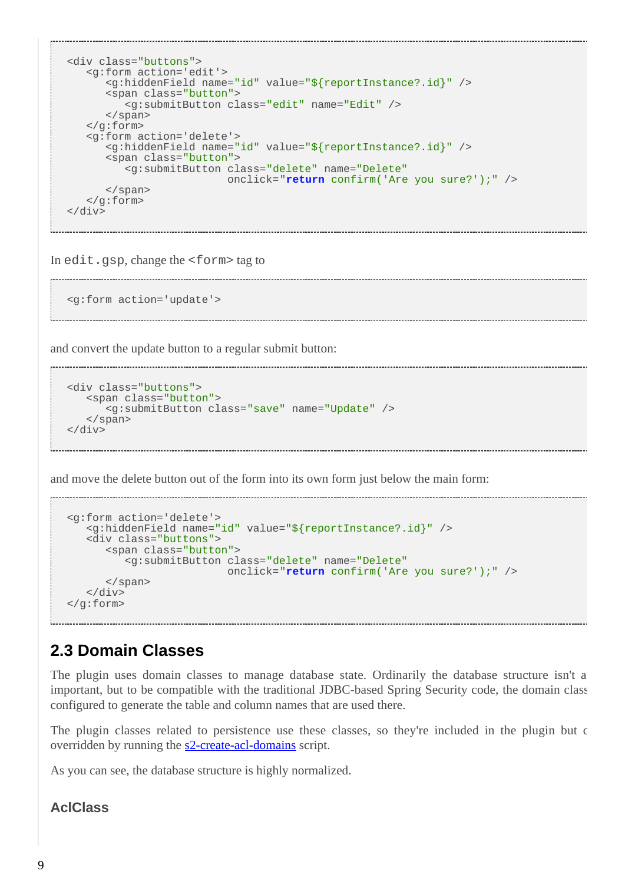```
<div class="buttons">
   <g:form action='edit'>
      <g:hiddenField name="id" value="${reportInstance?.id}" />
      <span class="button">
         <g:submitButton class="edit" name="Edit" />
      </span>
   </g:form>
   <g:form action='delete'>
      <g:hiddenField name="id" value="${reportInstance?.id}" />
      <span class="button">
         <g:submitButton class="delete" name="Delete"
                         onclick="return confirm('Are you sure?');" />
      </span>
   </g:form>
</div>
```

In `edit.gsp`, change the `<form>` tag to

```
<g:form action='update'>
```

and convert the update button to a regular submit button:

```
<div class="buttons">
   <span class="button">
      <g:submitButton class="save" name="Update" />
   </span>
</div>
```

and move the delete button out of the form into its own form just below the main form:

```
<g:form action='delete'>
   <g:hiddenField name="id" value="${reportInstance?.id}" />
   <div class="buttons">
      <span class="button">
         <g:submitButton class="delete" name="Delete"
                         onclick="return confirm('Are you sure?');" />
      </span>
   </div>
</g:form>
```

## 2.3 Domain Classes

The plugin uses domain classes to manage database state. Ordinarily the database structure isn't a important, but to be compatible with the traditional JDBC-based Spring Security code, the domain class configured to generate the table and column names that are used there.

The plugin classes related to persistence use these classes, so they're included in the plugin but c overridden by running the s2-create-acl-domains script.

As you can see, the database structure is highly normalized.

### AclClass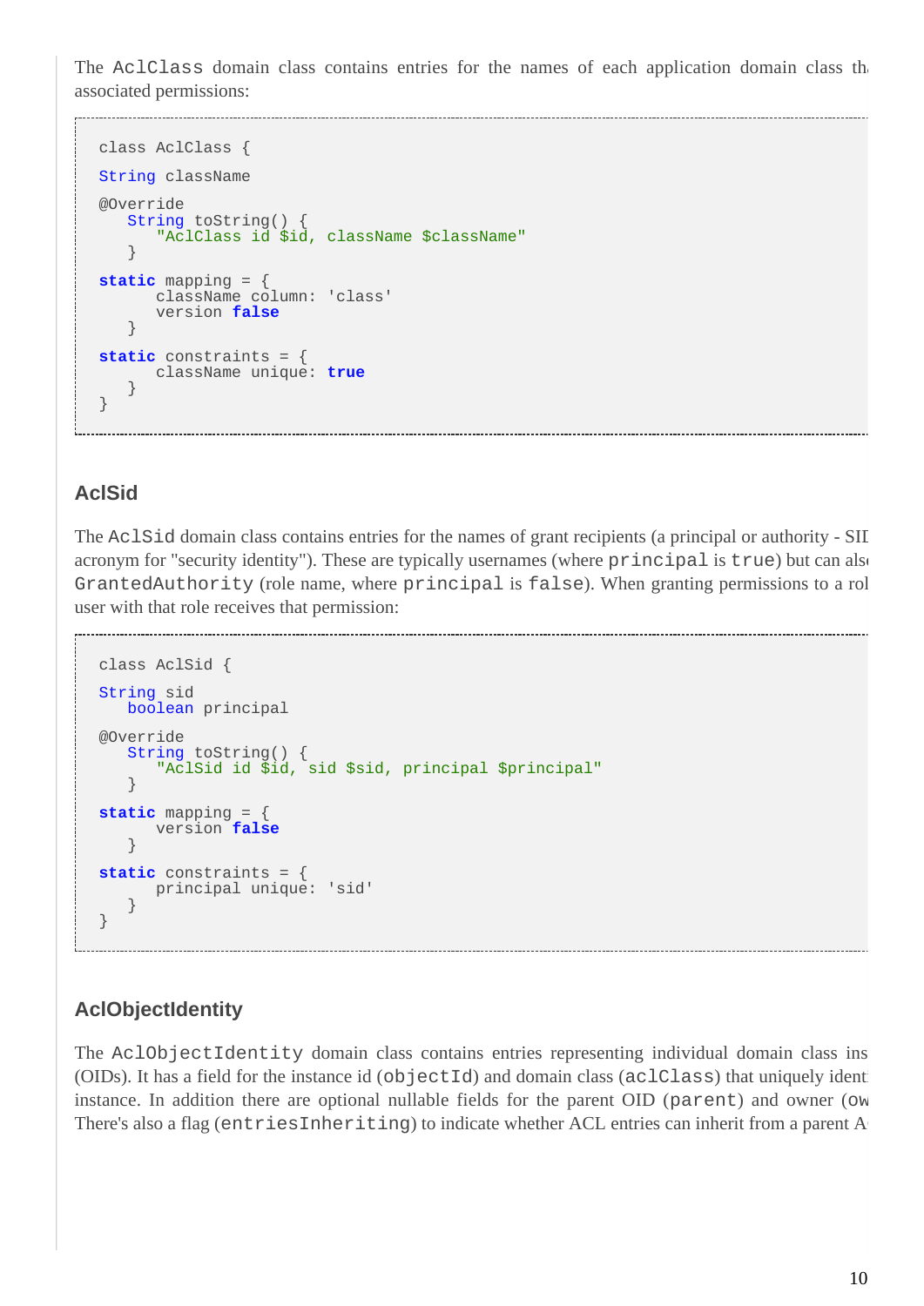The `AclClass` domain class contains entries for the names of each application domain class th associated permissions:

```
class AclClass {

   String className

   @Override
   String toString() {
      "AclClass id $id, className $className"
   }

   static mapping = {
      className column: 'class'
      version false
   }

   static constraints = {
      className unique: true
   }
}
```

### AclSid

The `AclSid` domain class contains entries for the names of grant recipients (a principal or authority - SID acronym for "security identity"). These are typically usernames (where `principal` is `true`) but can als `GrantedAuthority` (role name, where `principal` is `false`). When granting permissions to a rol user with that role receives that permission:

```
class AclSid {

   String sid
   boolean principal

   @Override
   String toString() {
      "AclSid id $id, sid $sid, principal $principal"
   }

   static mapping = {
      version false
   }

   static constraints = {
      principal unique: 'sid'
   }
}
```

### AclObjectIdentity

The `AclObjectIdentity` domain class contains entries representing individual domain class ins (OIDs). It has a field for the instance id (`objectId`) and domain class (`aclClass`) that uniquely identi instance. In addition there are optional nullable fields for the parent OID (`parent`) and owner (`ow` There's also a flag (`entriesInheriting`) to indicate whether ACL entries can inherit from a parent A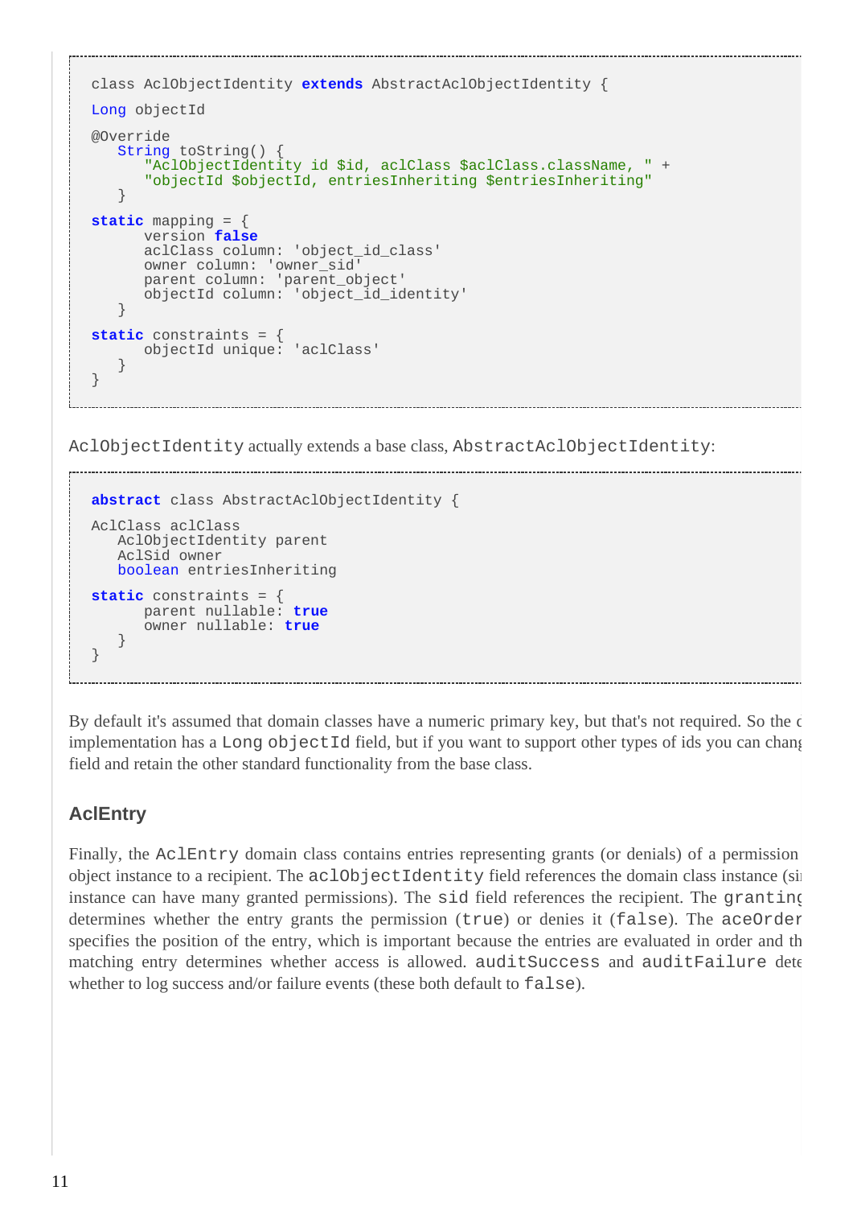```
class AclObjectIdentity extends AbstractAclObjectIdentity {

   Long objectId

   @Override
   String toString() {
      "AclObjectIdentity id $id, aclClass $aclClass.className, " +
      "objectId $objectId, entriesInheriting $entriesInheriting"
   }

   static mapping = {
      version false
      aclClass column: 'object_id_class'
      owner column: 'owner_sid'
      parent column: 'parent_object'
      objectId column: 'object_id_identity'
   }

   static constraints = {
      objectId unique: 'aclClass'
   }
}
```

`AclObjectIdentity` actually extends a base class, `AbstractAclObjectIdentity`:

```
abstract class AbstractAclObjectIdentity {

   AclClass aclClass
   AclObjectIdentity parent
   AclSid owner
   boolean entriesInheriting

   static constraints = {
      parent nullable: true
      owner nullable: true
   }
}
```

By default it's assumed that domain classes have a numeric primary key, but that's not required. So the c implementation has a `Long objectId` field, but if you want to support other types of ids you can chang field and retain the other standard functionality from the base class.

### AclEntry

Finally, the `AclEntry` domain class contains entries representing grants (or denials) of a permission object instance to a recipient. The `aclObjectIdentity` field references the domain class instance (si instance can have many granted permissions). The `sid` field references the recipient. The `granting` determines whether the entry grants the permission (`true`) or denies it (`false`). The `aceOrder` specifies the position of the entry, which is important because the entries are evaluated in order and th matching entry determines whether access is allowed. `auditSuccess` and `auditFailure` dete whether to log success and/or failure events (these both default to `false`).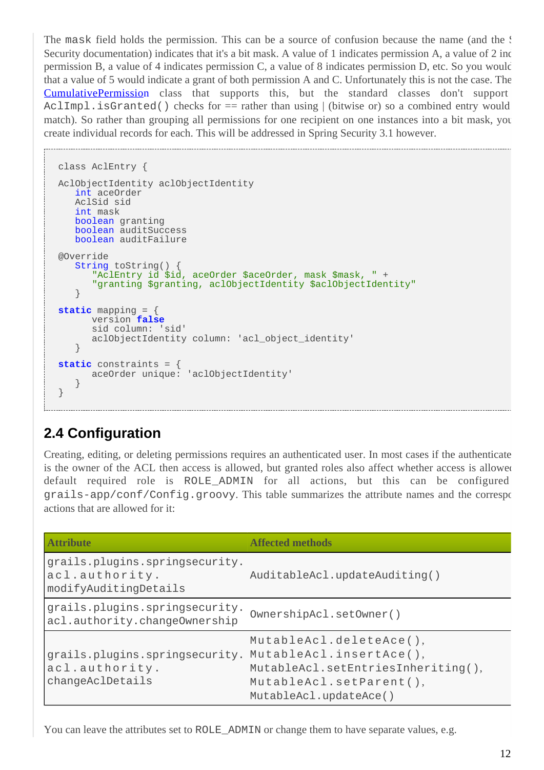The mask field holds the permission. This can be a source of confusion because the name (and the S Security documentation) indicates that it's a bit mask. A value of 1 indicates permission A, a value of 2 inc permission B, a value of 4 indicates permission C, a value of 8 indicates permission D, etc. So you would that a value of 5 would indicate a grant of both permission A and C. Unfortunately this is not the case. The CumulativePermission class that supports this, but the standard classes don't support AclImpl.isGranted() checks for == rather than using | (bitwise or) so a combined entry would match). So rather than grouping all permissions for one recipient on one instances into a bit mask, you create individual records for each. This will be addressed in Spring Security 3.1 however.

```
class AclEntry {

AclObjectIdentity aclObjectIdentity
   int aceOrder
   AclSid sid
   int mask
   boolean granting
   boolean auditSuccess
   boolean auditFailure

@Override
   String toString() {
      "AclEntry id $id, aceOrder $aceOrder, mask $mask, " +
      "granting $granting, aclObjectIdentity $aclObjectIdentity"
   }

static mapping = {
      version false
      sid column: 'sid'
      aclObjectIdentity column: 'acl_object_identity'
   }

static constraints = {
      aceOrder unique: 'aclObjectIdentity'
   }
}
```

## 2.4 Configuration

Creating, editing, or deleting permissions requires an authenticated user. In most cases if the authenticate is the owner of the ACL then access is allowed, but granted roles also affect whether access is allowed default required role is ROLE_ADMIN for all actions, but this can be configured grails-app/conf/Config.groovy. This table summarizes the attribute names and the correspo actions that are allowed for it:

| Attribute | Affected methods |
|---|---|
| grails.plugins.springsecurity.acl.authority.modifyAuditingDetails | AuditableAcl.updateAuditing() |
| grails.plugins.springsecurity.acl.authority.changeOwnership | OwnershipAcl.setOwner() |
| grails.plugins.springsecurity.acl.authority.changeAclDetails | MutableAcl.deleteAce(), MutableAcl.insertAce(), MutableAcl.setEntriesInheriting(), MutableAcl.setParent(), MutableAcl.updateAce() |

You can leave the attributes set to ROLE_ADMIN or change them to have separate values, e.g.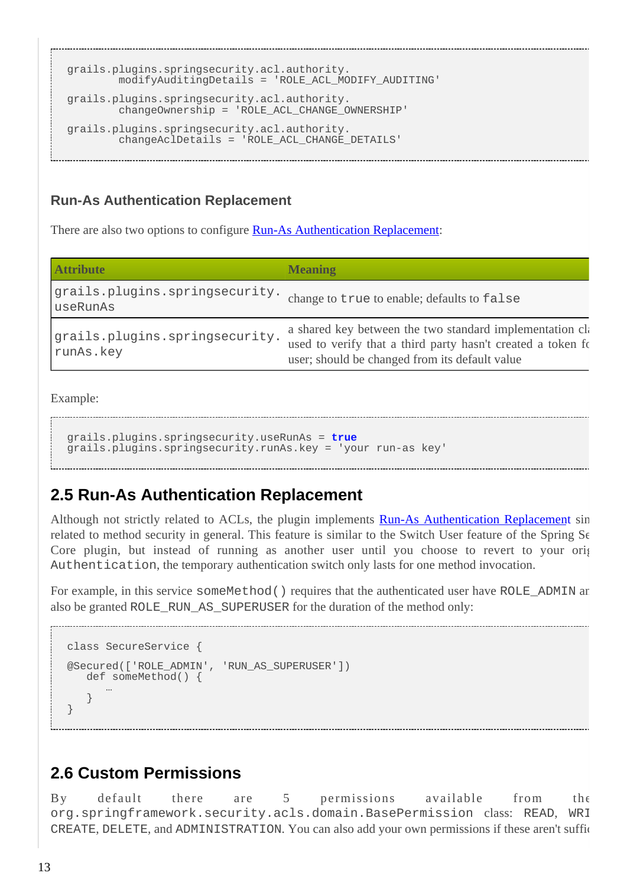```
grails.plugins.springsecurity.acl.authority.
       modifyAuditingDetails = 'ROLE_ACL_MODIFY_AUDITING'

grails.plugins.springsecurity.acl.authority.
       changeOwnership = 'ROLE_ACL_CHANGE_OWNERSHIP'

grails.plugins.springsecurity.acl.authority.
       changeAclDetails = 'ROLE_ACL_CHANGE_DETAILS'
```

### Run-As Authentication Replacement

There are also two options to configure Run-As Authentication Replacement:

| Attribute | Meaning |
|---|---|
| `grails.plugins.springsecurity.useRunAs` | change to `true` to enable; defaults to `false` |
| `grails.plugins.springsecurity.runAs.key` | a shared key between the two standard implementation cla used to verify that a third party hasn't created a token fo user; should be changed from its default value |

Example:

```
grails.plugins.springsecurity.useRunAs = true
grails.plugins.springsecurity.runAs.key = 'your run-as key'
```

## 2.5 Run-As Authentication Replacement

Although not strictly related to ACLs, the plugin implements Run-As Authentication Replacement sin related to method security in general. This feature is similar to the Switch User feature of the Spring Se Core plugin, but instead of running as another user until you choose to revert to your orig `Authentication`, the temporary authentication switch only lasts for one method invocation.

For example, in this service `someMethod()` requires that the authenticated user have `ROLE_ADMIN` ar also be granted `ROLE_RUN_AS_SUPERUSER` for the duration of the method only:

```
class SecureService {

@Secured(['ROLE_ADMIN', 'RUN_AS_SUPERUSER'])
   def someMethod() {
      …
   }
}
```

## 2.6 Custom Permissions

By default there are 5 permissions available from the `org.springframework.security.acls.domain.BasePermission` class: `READ`, `WRI` `CREATE`, `DELETE`, and `ADMINISTRATION`. You can also add your own permissions if these aren't suffic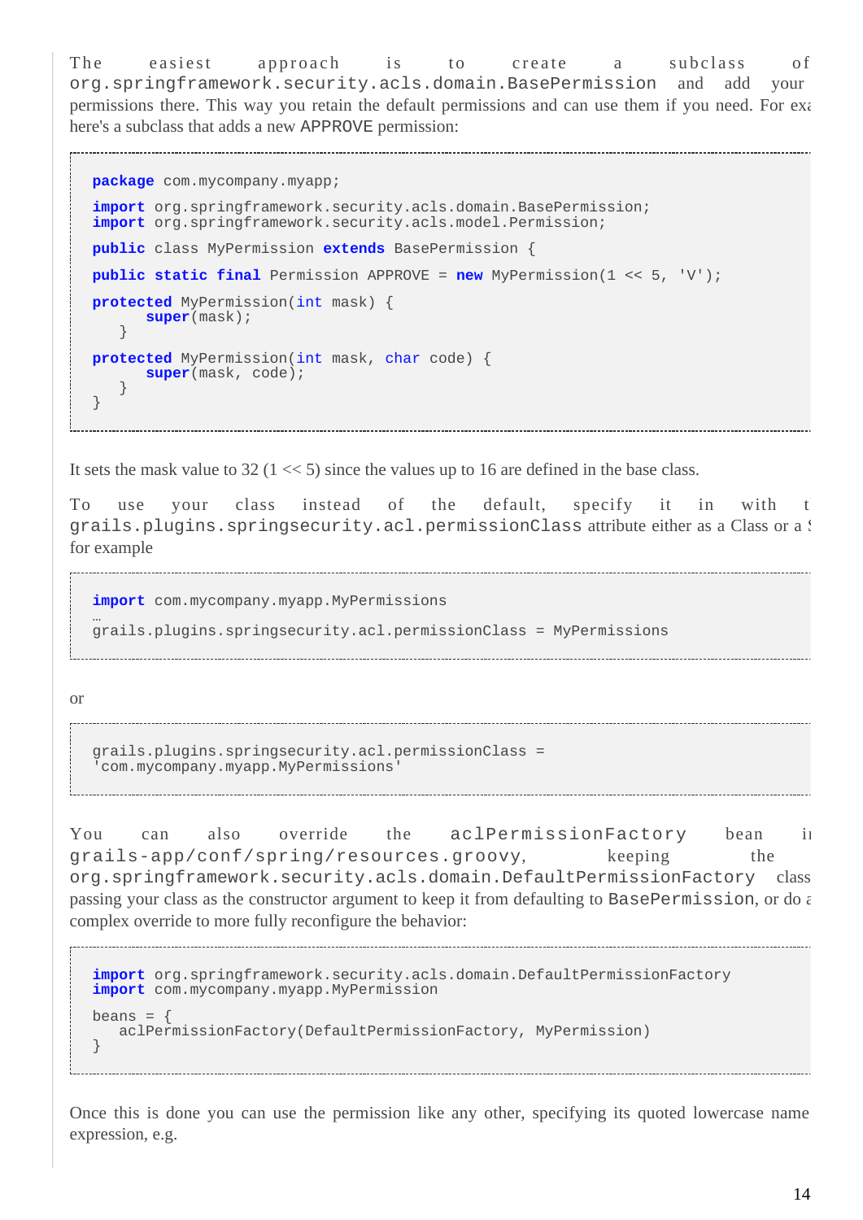The easiest approach is to create a subclass of `org.springframework.security.acls.domain.BasePermission` and add your permissions there. This way you retain the default permissions and can use them if you need. For exa here's a subclass that adds a new `APPROVE` permission:

```
package com.mycompany.myapp;

import org.springframework.security.acls.domain.BasePermission;
import org.springframework.security.acls.model.Permission;

public class MyPermission extends BasePermission {

public static final Permission APPROVE = new MyPermission(1 << 5, 'V');

protected MyPermission(int mask) {
      super(mask);
   }

protected MyPermission(int mask, char code) {
      super(mask, code);
   }
}
```

It sets the mask value to 32 (1 << 5) since the values up to 16 are defined in the base class.

To use your class instead of the default, specify it in with t `grails.plugins.springsecurity.acl.permissionClass` attribute either as a Class or a S for example

```
import com.mycompany.myapp.MyPermissions
…
grails.plugins.springsecurity.acl.permissionClass = MyPermissions
```

or

```
grails.plugins.springsecurity.acl.permissionClass =
'com.mycompany.myapp.MyPermissions'
```

You can also override the `aclPermissionFactory` bean in `grails-app/conf/spring/resources.groovy`, keeping the `org.springframework.security.acls.domain.DefaultPermissionFactory` class passing your class as the constructor argument to keep it from defaulting to `BasePermission`, or do a complex override to more fully reconfigure the behavior:

```
import org.springframework.security.acls.domain.DefaultPermissionFactory
import com.mycompany.myapp.MyPermission

beans = {
   aclPermissionFactory(DefaultPermissionFactory, MyPermission)
}
```

Once this is done you can use the permission like any other, specifying its quoted lowercase name expression, e.g.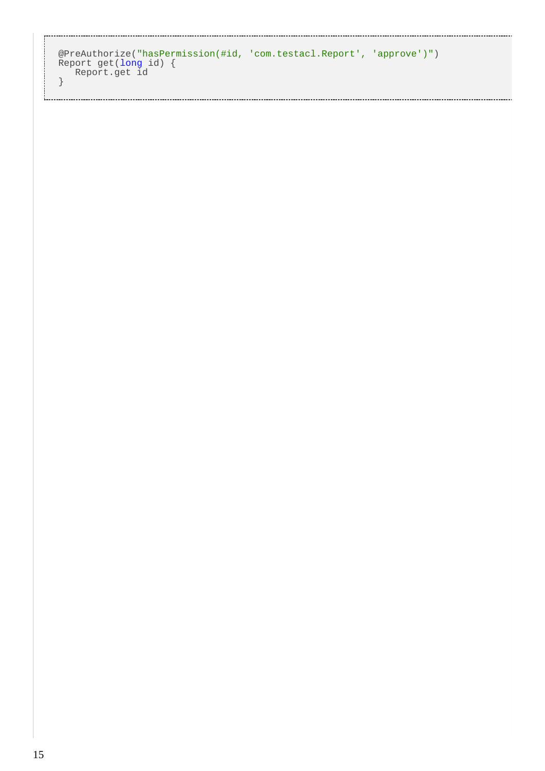```
@PreAuthorize("hasPermission(#id, 'com.testacl.Report', 'approve')")
Report get(long id) {
    Report.get id
}
```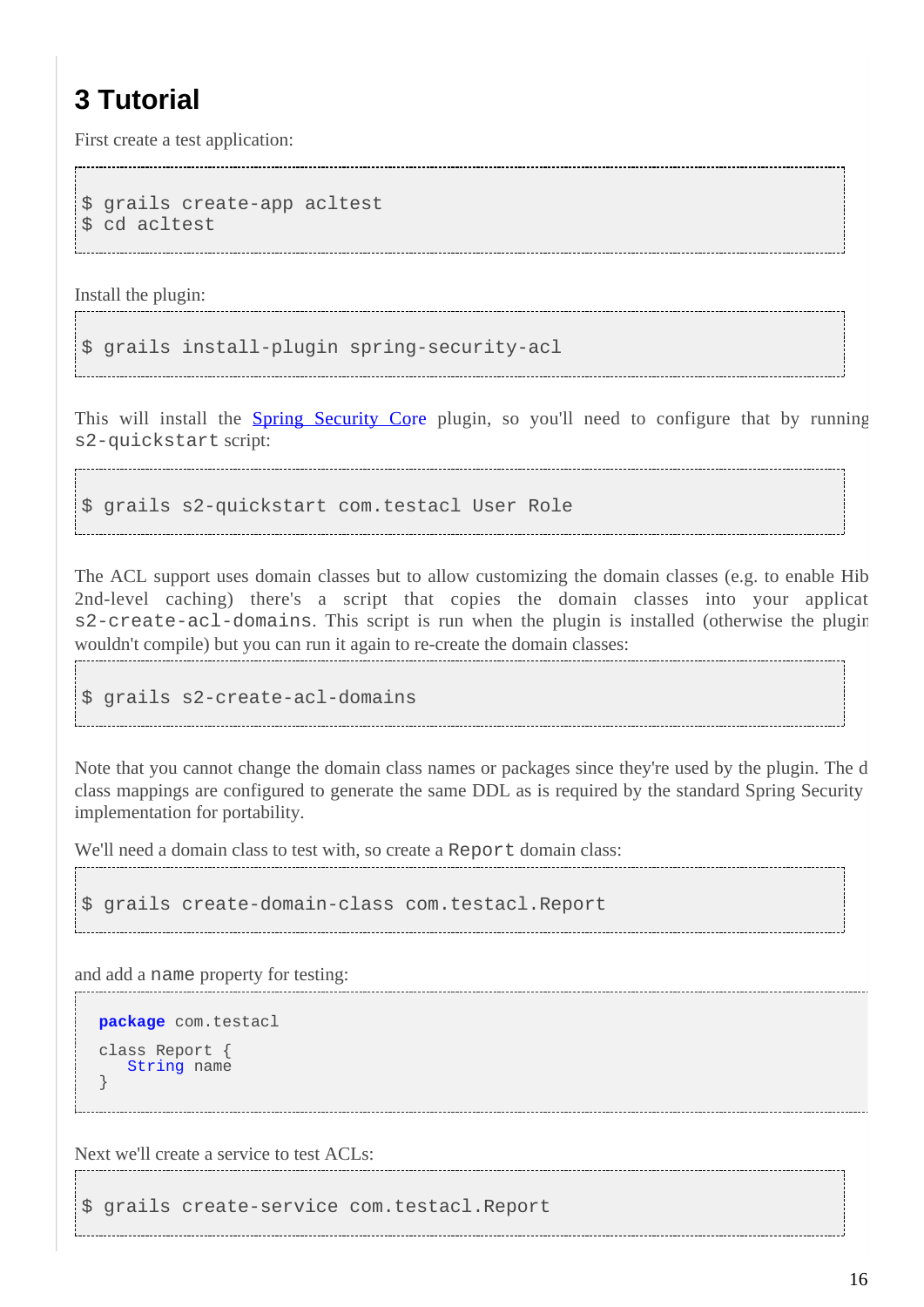# 3 Tutorial

First create a test application:

```
$ grails create-app acltest
$ cd acltest
```

Install the plugin:

```
$ grails install-plugin spring-security-acl
```

This will install the Spring Security Core plugin, so you'll need to configure that by running `s2-quickstart` script:

```
$ grails s2-quickstart com.testacl User Role
```

The ACL support uses domain classes but to allow customizing the domain classes (e.g. to enable Hib 2nd-level caching) there's a script that copies the domain classes into your applicat `s2-create-acl-domains`. This script is run when the plugin is installed (otherwise the plugin wouldn't compile) but you can run it again to re-create the domain classes:

```
$ grails s2-create-acl-domains
```

Note that you cannot change the domain class names or packages since they're used by the plugin. The d class mappings are configured to generate the same DDL as is required by the standard Spring Security implementation for portability.

We'll need a domain class to test with, so create a `Report` domain class:

```
$ grails create-domain-class com.testacl.Report
```

and add a `name` property for testing:

```
package com.testacl

class Report {
   String name
}
```

Next we'll create a service to test ACLs:

```
$ grails create-service com.testacl.Report
```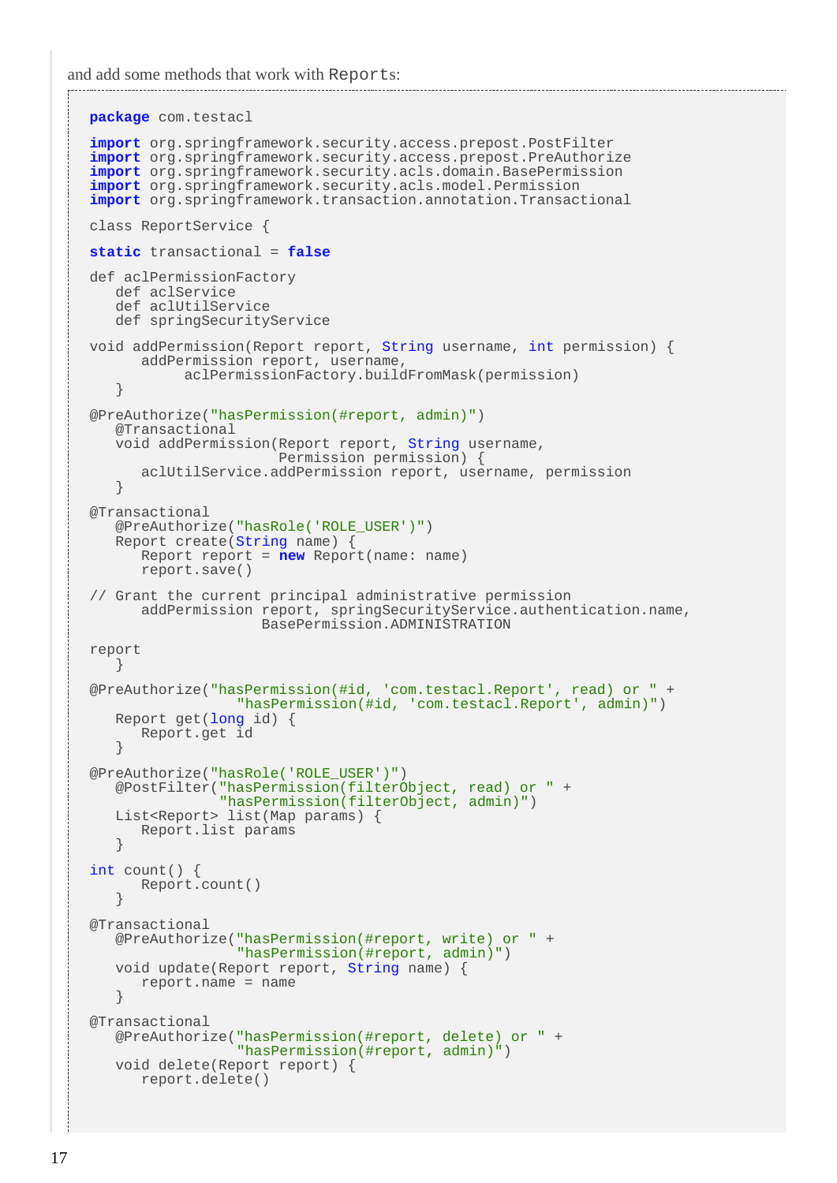and add some methods that work with `Reports`:

```
package com.testacl

import org.springframework.security.access.prepost.PostFilter
import org.springframework.security.access.prepost.PreAuthorize
import org.springframework.security.acls.domain.BasePermission
import org.springframework.security.acls.model.Permission
import org.springframework.transaction.annotation.Transactional

class ReportService {

static transactional = false

def aclPermissionFactory
   def aclService
   def aclUtilService
   def springSecurityService

void addPermission(Report report, String username, int permission) {
      addPermission report, username,
            aclPermissionFactory.buildFromMask(permission)
   }

@PreAuthorize("hasPermission(#report, admin)")
   @Transactional
   void addPermission(Report report, String username,
                      Permission permission) {
      aclUtilService.addPermission report, username, permission
   }

@Transactional
   @PreAuthorize("hasRole('ROLE_USER')")
   Report create(String name) {
      Report report = new Report(name: name)
      report.save()

// Grant the current principal administrative permission
      addPermission report, springSecurityService.authentication.name,
                    BasePermission.ADMINISTRATION

report
   }

@PreAuthorize("hasPermission(#id, 'com.testacl.Report', read) or " +
                 "hasPermission(#id, 'com.testacl.Report', admin)")
   Report get(long id) {
      Report.get id
   }

@PreAuthorize("hasRole('ROLE_USER')")
   @PostFilter("hasPermission(filterObject, read) or " +
               "hasPermission(filterObject, admin)")
   List<Report> list(Map params) {
      Report.list params
   }

int count() {
      Report.count()
   }

@Transactional
   @PreAuthorize("hasPermission(#report, write) or " +
                 "hasPermission(#report, admin)")
   void update(Report report, String name) {
      report.name = name
   }

@Transactional
   @PreAuthorize("hasPermission(#report, delete) or " +
                 "hasPermission(#report, admin)")
   void delete(Report report) {
      report.delete()
```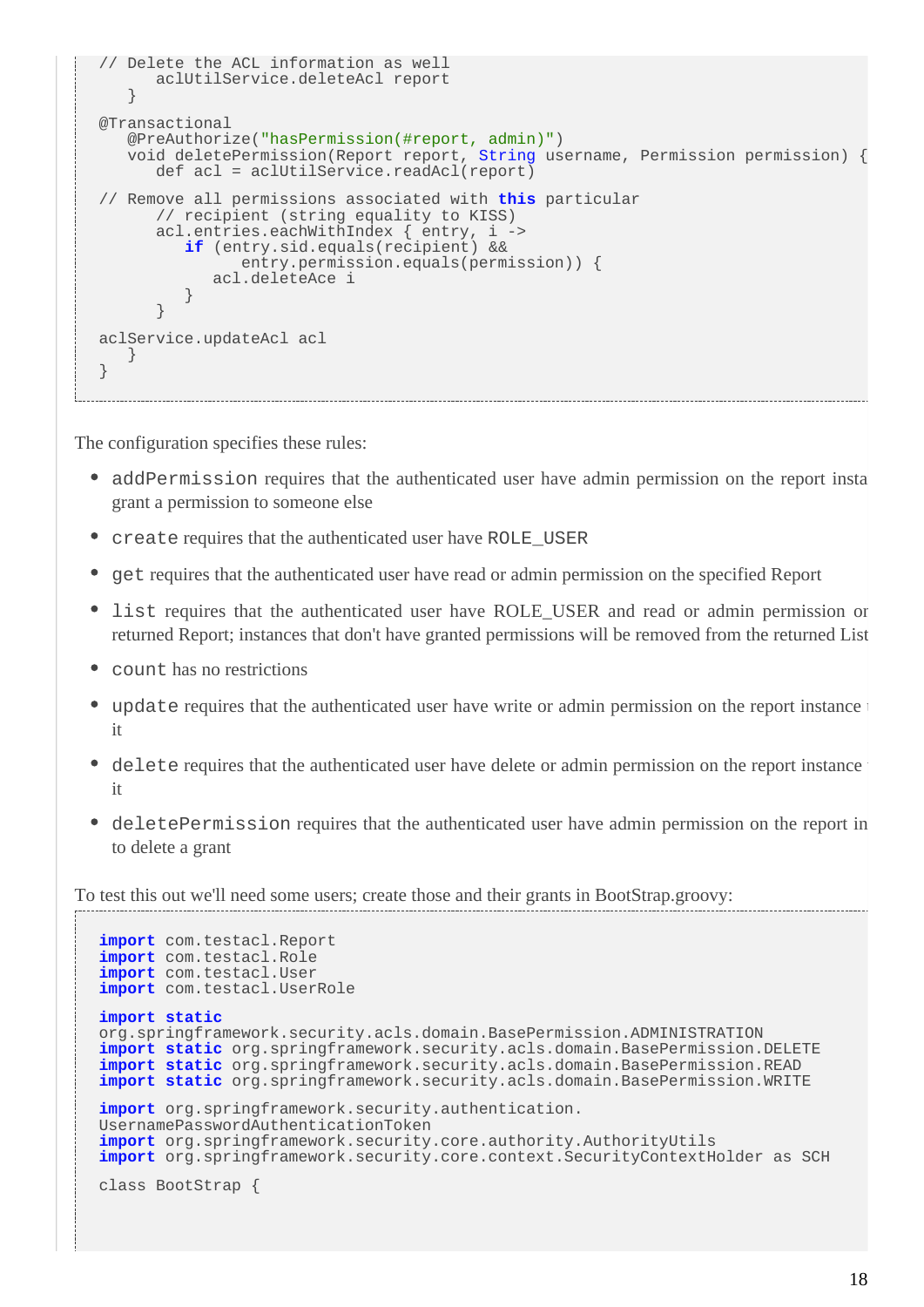```
// Delete the ACL information as well
      aclUtilService.deleteAcl report
   }

@Transactional
   @PreAuthorize("hasPermission(#report, admin)")
   void deletePermission(Report report, String username, Permission permission) {
      def acl = aclUtilService.readAcl(report)

// Remove all permissions associated with this particular
      // recipient (string equality to KISS)
      acl.entries.eachWithIndex { entry, i ->
         if (entry.sid.equals(recipient) &&
               entry.permission.equals(permission)) {
            acl.deleteAce i
         }
      }

aclService.updateAcl acl
   }
}
```

The configuration specifies these rules:

- `addPermission` requires that the authenticated user have admin permission on the report insta grant a permission to someone else
- `create` requires that the authenticated user have `ROLE_USER`
- `get` requires that the authenticated user have read or admin permission on the specified Report
- `list` requires that the authenticated user have ROLE_USER and read or admin permission or returned Report; instances that don't have granted permissions will be removed from the returned List
- `count` has no restrictions
- `update` requires that the authenticated user have write or admin permission on the report instance it
- `delete` requires that the authenticated user have delete or admin permission on the report instance it
- `deletePermission` requires that the authenticated user have admin permission on the report in to delete a grant

To test this out we'll need some users; create those and their grants in BootStrap.groovy:

```
import com.testacl.Report
import com.testacl.Role
import com.testacl.User
import com.testacl.UserRole

import static
org.springframework.security.acls.domain.BasePermission.ADMINISTRATION
import static org.springframework.security.acls.domain.BasePermission.DELETE
import static org.springframework.security.acls.domain.BasePermission.READ
import static org.springframework.security.acls.domain.BasePermission.WRITE

import org.springframework.security.authentication.
UsernamePasswordAuthenticationToken
import org.springframework.security.core.authority.AuthorityUtils
import org.springframework.security.core.context.SecurityContextHolder as SCH

class BootStrap {
```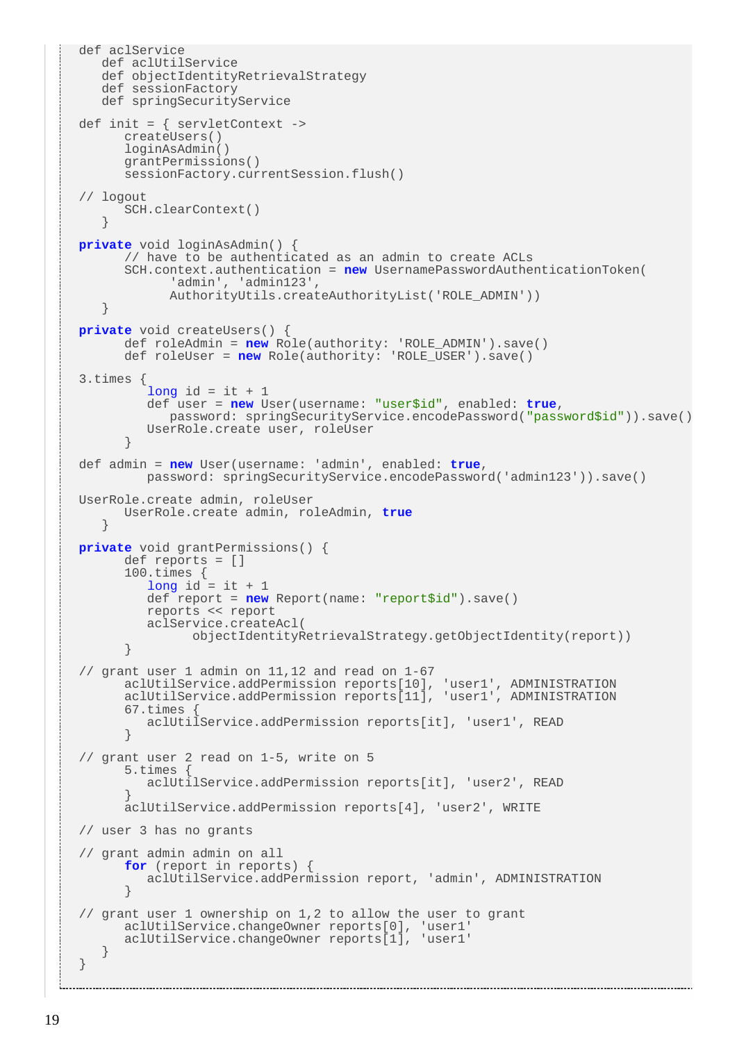```
def aclService
   def aclUtilService
   def objectIdentityRetrievalStrategy
   def sessionFactory
   def springSecurityService

def init = { servletContext ->
      createUsers()
      loginAsAdmin()
      grantPermissions()
      sessionFactory.currentSession.flush()

// logout
      SCH.clearContext()
   }

private void loginAsAdmin() {
      // have to be authenticated as an admin to create ACLs
      SCH.context.authentication = new UsernamePasswordAuthenticationToken(
            'admin', 'admin123',
            AuthorityUtils.createAuthorityList('ROLE_ADMIN'))
   }

private void createUsers() {
      def roleAdmin = new Role(authority: 'ROLE_ADMIN').save()
      def roleUser = new Role(authority: 'ROLE_USER').save()

3.times {
         long id = it + 1
         def user = new User(username: "user$id", enabled: true,
            password: springSecurityService.encodePassword("password$id")).save()
         UserRole.create user, roleUser
      }

def admin = new User(username: 'admin', enabled: true,
         password: springSecurityService.encodePassword('admin123')).save()

UserRole.create admin, roleUser
      UserRole.create admin, roleAdmin, true
   }

private void grantPermissions() {
      def reports = []
      100.times {
         long id = it + 1
         def report = new Report(name: "report$id").save()
         reports << report
         aclService.createAcl(
               objectIdentityRetrievalStrategy.getObjectIdentity(report))
      }

// grant user 1 admin on 11,12 and read on 1-67
      aclUtilService.addPermission reports[10], 'user1', ADMINISTRATION
      aclUtilService.addPermission reports[11], 'user1', ADMINISTRATION
      67.times {
         aclUtilService.addPermission reports[it], 'user1', READ
      }

// grant user 2 read on 1-5, write on 5
      5.times {
         aclUtilService.addPermission reports[it], 'user2', READ
      }
      aclUtilService.addPermission reports[4], 'user2', WRITE

// user 3 has no grants

// grant admin admin on all
      for (report in reports) {
         aclUtilService.addPermission report, 'admin', ADMINISTRATION
      }

// grant user 1 ownership on 1,2 to allow the user to grant
      aclUtilService.changeOwner reports[0], 'user1'
      aclUtilService.changeOwner reports[1], 'user1'
   }
}
```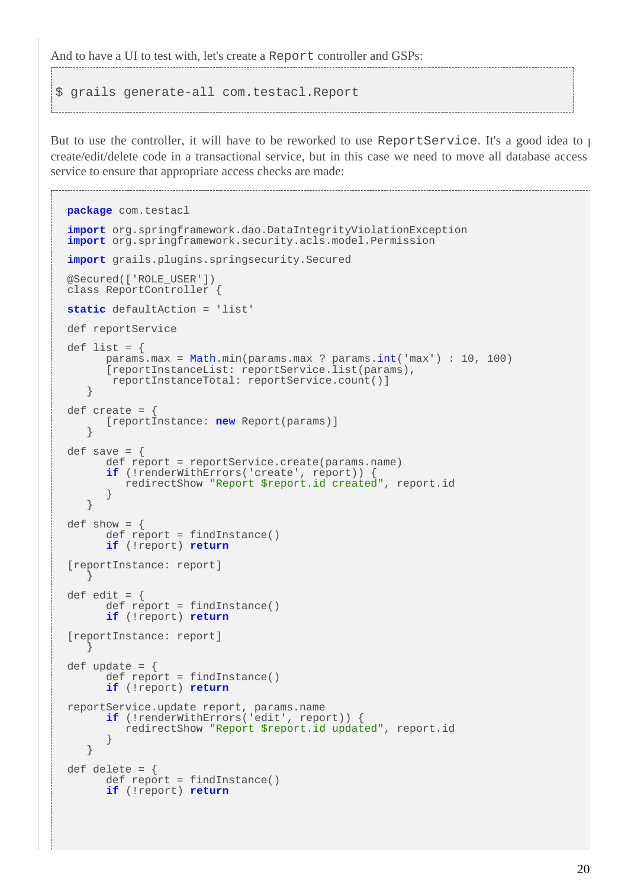And to have a UI to test with, let's create a `Report` controller and GSPs:

```
$ grails generate-all com.testacl.Report
```

But to use the controller, it will have to be reworked to use `ReportService`. It's a good idea to p create/edit/delete code in a transactional service, but in this case we need to move all database access service to ensure that appropriate access checks are made:

```
package com.testacl

import org.springframework.dao.DataIntegrityViolationException
import org.springframework.security.acls.model.Permission

import grails.plugins.springsecurity.Secured

@Secured(['ROLE_USER'])
class ReportController {

static defaultAction = 'list'

def reportService

def list = {
      params.max = Math.min(params.max ? params.int('max') : 10, 100)
      [reportInstanceList: reportService.list(params),
       reportInstanceTotal: reportService.count()]
   }

def create = {
      [reportInstance: new Report(params)]
   }

def save = {
      def report = reportService.create(params.name)
      if (!renderWithErrors('create', report)) {
         redirectShow "Report $report.id created", report.id
      }
   }

def show = {
      def report = findInstance()
      if (!report) return

[reportInstance: report]
   }

def edit = {
      def report = findInstance()
      if (!report) return

[reportInstance: report]
   }

def update = {
      def report = findInstance()
      if (!report) return

reportService.update report, params.name
      if (!renderWithErrors('edit', report)) {
         redirectShow "Report $report.id updated", report.id
      }
   }

def delete = {
      def report = findInstance()
      if (!report) return
```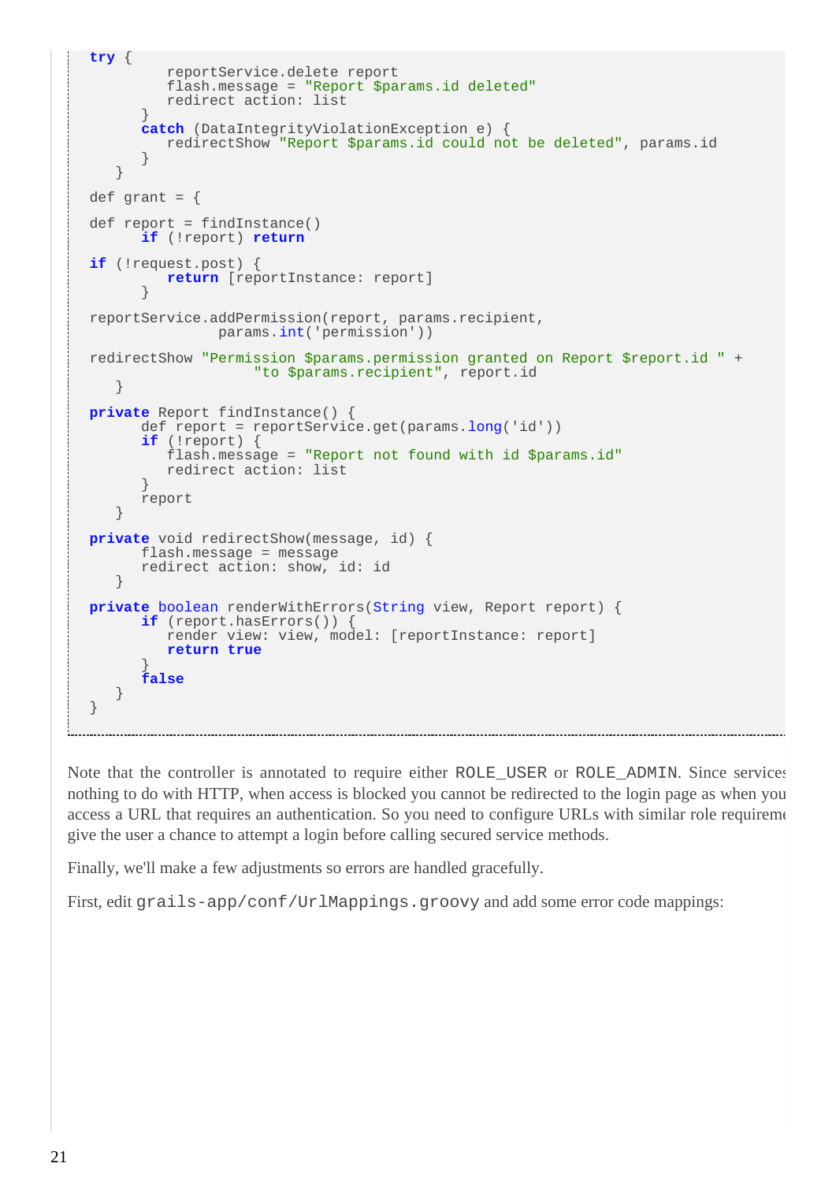```
try {
            reportService.delete report
            flash.message = "Report $params.id deleted"
            redirect action: list
        }
        catch (DataIntegrityViolationException e) {
            redirectShow "Report $params.id could not be deleted", params.id
        }
    }

    def grant = {

        def report = findInstance()
        if (!report) return

        if (!request.post) {
            return [reportInstance: report]
        }

        reportService.addPermission(report, params.recipient,
                params.int('permission'))

        redirectShow "Permission $params.permission granted on Report $report.id " +
                "to $params.recipient", report.id
    }

    private Report findInstance() {
        def report = reportService.get(params.long('id'))
        if (!report) {
            flash.message = "Report not found with id $params.id"
            redirect action: list
        }
        report
    }

    private void redirectShow(message, id) {
        flash.message = message
        redirect action: show, id: id
    }

    private boolean renderWithErrors(String view, Report report) {
        if (report.hasErrors()) {
            render view: view, model: [reportInstance: report]
            return true
        }
        false
    }
}
```

Note that the controller is annotated to require either `ROLE_USER` or `ROLE_ADMIN`. Since services nothing to do with HTTP, when access is blocked you cannot be redirected to the login page as when you access a URL that requires an authentication. So you need to configure URLs with similar role requireme give the user a chance to attempt a login before calling secured service methods.

Finally, we'll make a few adjustments so errors are handled gracefully.

First, edit `grails-app/conf/UrlMappings.groovy` and add some error code mappings: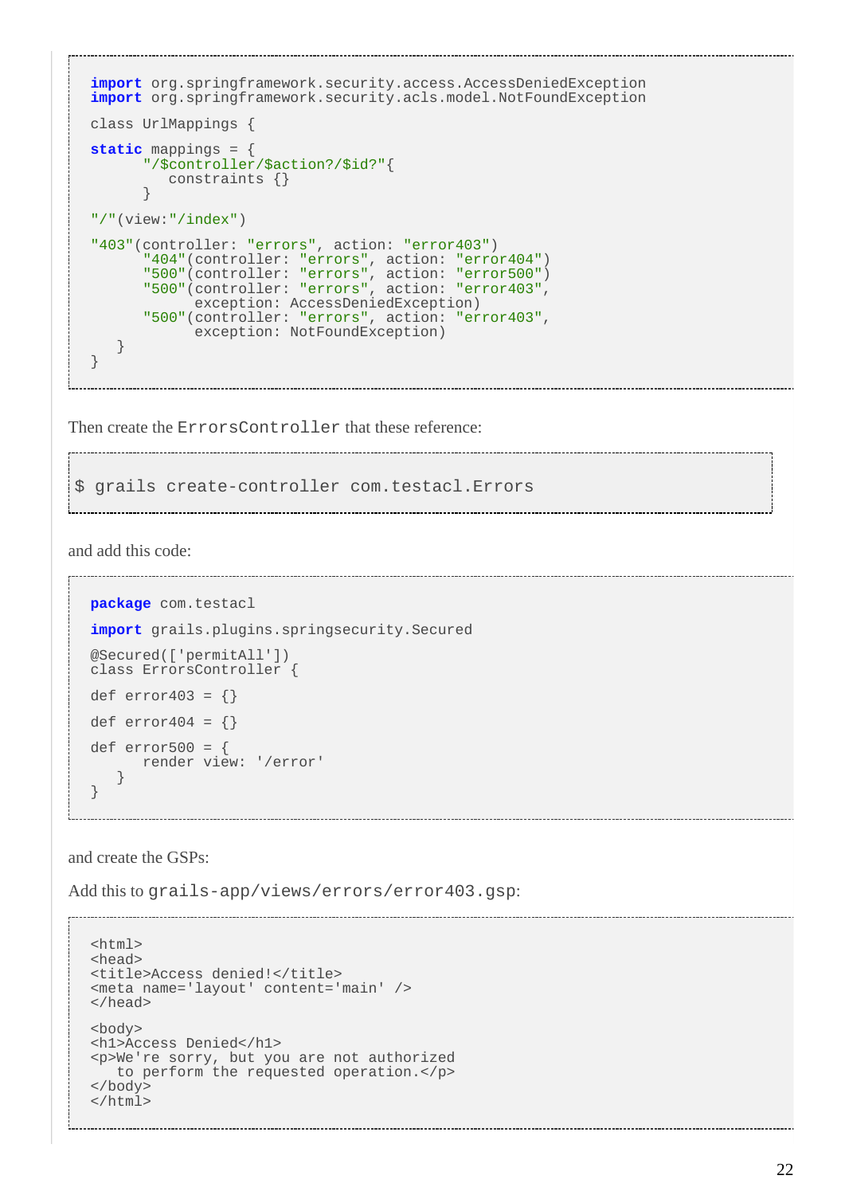```
import org.springframework.security.access.AccessDeniedException
import org.springframework.security.acls.model.NotFoundException

class UrlMappings {

static mappings = {
      "/$controller/$action?/$id?"{
         constraints {}
      }

"/"(view:"/index")

"403"(controller: "errors", action: "error403")
      "404"(controller: "errors", action: "error404")
      "500"(controller: "errors", action: "error500")
      "500"(controller: "errors", action: "error403",
            exception: AccessDeniedException)
      "500"(controller: "errors", action: "error403",
            exception: NotFoundException)
   }
}
```

Then create the `ErrorsController` that these reference:

```
$ grails create-controller com.testacl.Errors
```

and add this code:

```
package com.testacl

import grails.plugins.springsecurity.Secured

@Secured(['permitAll'])
class ErrorsController {

def error403 = {}

def error404 = {}

def error500 = {
      render view: '/error'
   }
}
```

and create the GSPs:

Add this to `grails-app/views/errors/error403.gsp`:

```
<html>
<head>
<title>Access denied!</title>
<meta name='layout' content='main' />
</head>

<body>
<h1>Access Denied</h1>
<p>We're sorry, but you are not authorized
   to perform the requested operation.</p>
</body>
</html>
```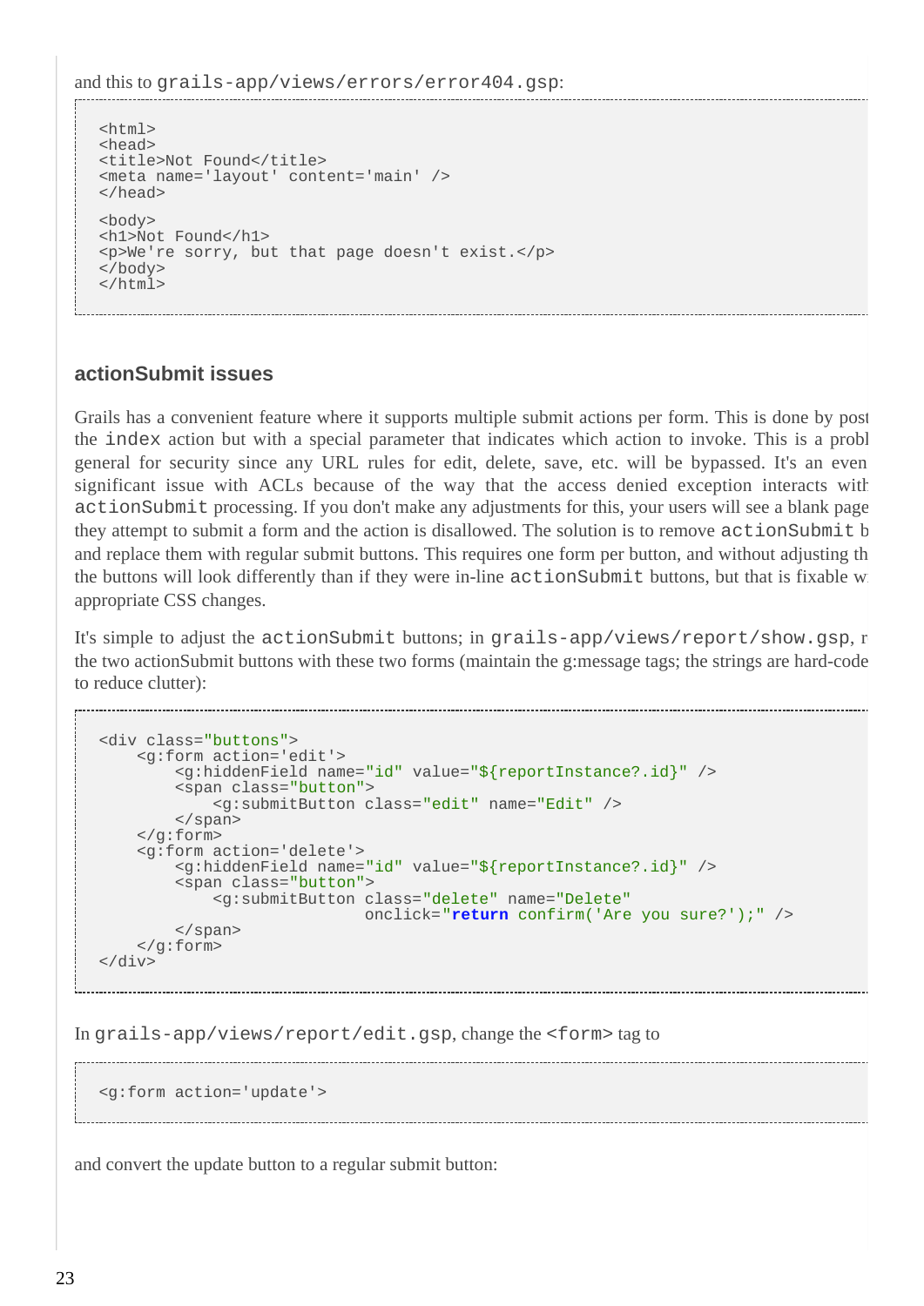and this to `grails-app/views/errors/error404.gsp`:

```
<html>
<head>
<title>Not Found</title>
<meta name='layout' content='main' />
</head>

<body>
<h1>Not Found</h1>
<p>We're sorry, but that page doesn't exist.</p>
</body>
</html>
```

### actionSubmit issues

Grails has a convenient feature where it supports multiple submit actions per form. This is done by post the `index` action but with a special parameter that indicates which action to invoke. This is a probl general for security since any URL rules for edit, delete, save, etc. will be bypassed. It's an even significant issue with ACLs because of the way that the access denied exception interacts with `actionSubmit` processing. If you don't make any adjustments for this, your users will see a blank page they attempt to submit a form and the action is disallowed. The solution is to remove `actionSubmit` b and replace them with regular submit buttons. This requires one form per button, and without adjusting th the buttons will look differently than if they were in-line `actionSubmit` buttons, but that is fixable w appropriate CSS changes.

It's simple to adjust the `actionSubmit` buttons; in `grails-app/views/report/show.gsp`, r the two actionSubmit buttons with these two forms (maintain the g:message tags; the strings are hard-code to reduce clutter):

```
<div class="buttons">
    <g:form action='edit'>
        <g:hiddenField name="id" value="${reportInstance?.id}" />
        <span class="button">
            <g:submitButton class="edit" name="Edit" />
        </span>
    </g:form>
    <g:form action='delete'>
        <g:hiddenField name="id" value="${reportInstance?.id}" />
        <span class="button">
            <g:submitButton class="delete" name="Delete"
                            onclick="return confirm('Are you sure?');" />
        </span>
    </g:form>
</div>
```

In `grails-app/views/report/edit.gsp`, change the `<form>` tag to

```
<g:form action='update'>
```

and convert the update button to a regular submit button: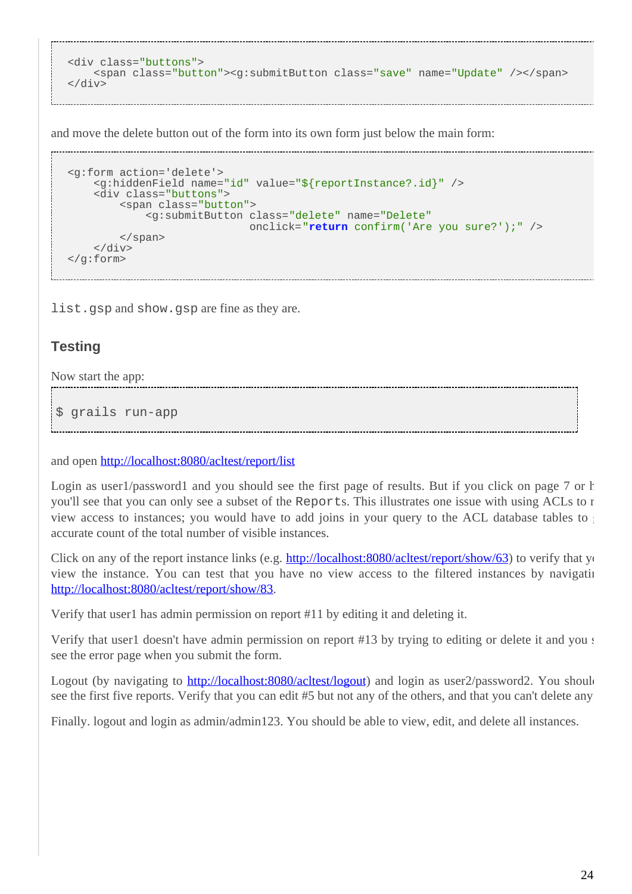```
<div class="buttons">
    <span class="button"><g:submitButton class="save" name="Update" /></span>
</div>
```

and move the delete button out of the form into its own form just below the main form:

```
<g:form action='delete'>
    <g:hiddenField name="id" value="${reportInstance?.id}" />
    <div class="buttons">
        <span class="button">
            <g:submitButton class="delete" name="Delete"
                            onclick="return confirm('Are you sure?');" />
        </span>
    </div>
</g:form>
```

`list.gsp` and `show.gsp` are fine as they are.

## Testing

Now start the app:

```
$ grails run-app
```

and open http://localhost:8080/acltest/report/list

Login as user1/password1 and you should see the first page of results. But if you click on page 7 or h you'll see that you can only see a subset of the `Reports`. This illustrates one issue with using ACLs to r view access to instances; you would have to add joins in your query to the ACL database tables to g accurate count of the total number of visible instances.

Click on any of the report instance links (e.g. http://localhost:8080/acltest/report/show/63) to verify that yo view the instance. You can test that you have no view access to the filtered instances by navigatin http://localhost:8080/acltest/report/show/83.

Verify that user1 has admin permission on report #11 by editing it and deleting it.

Verify that user1 doesn't have admin permission on report #13 by trying to editing or delete it and you s see the error page when you submit the form.

Logout (by navigating to http://localhost:8080/acltest/logout) and login as user2/password2. You should see the first five reports. Verify that you can edit #5 but not any of the others, and that you can't delete any

Finally. logout and login as admin/admin123. You should be able to view, edit, and delete all instances.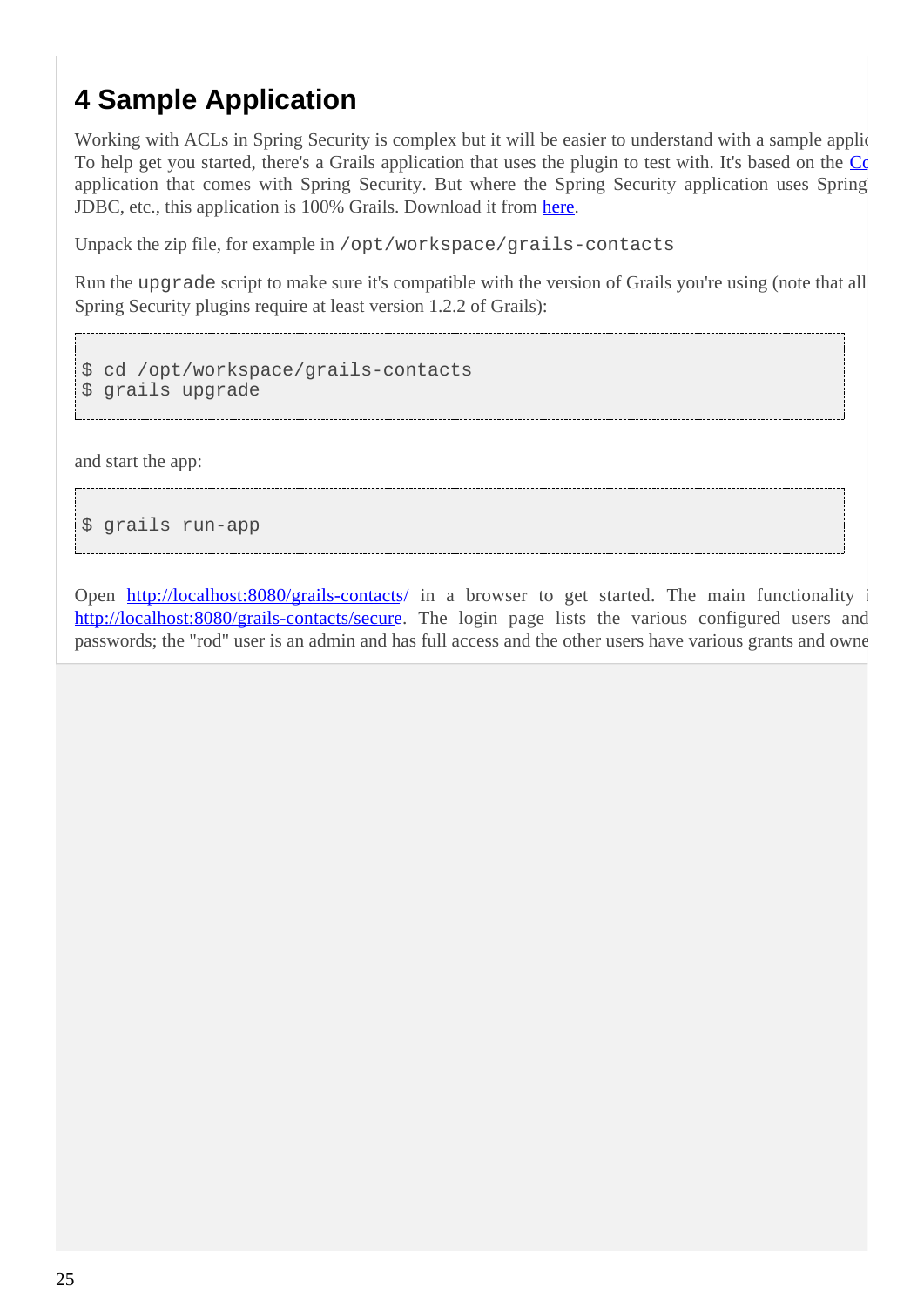# 4 Sample Application

Working with ACLs in Spring Security is complex but it will be easier to understand with a sample applic To help get you started, there's a Grails application that uses the plugin to test with. It's based on the Cc application that comes with Spring Security. But where the Spring Security application uses Spring JDBC, etc., this application is 100% Grails. Download it from here.

Unpack the zip file, for example in `/opt/workspace/grails-contacts`

Run the `upgrade` script to make sure it's compatible with the version of Grails you're using (note that all Spring Security plugins require at least version 1.2.2 of Grails):

```
$ cd /opt/workspace/grails-contacts
$ grails upgrade
```

and start the app:

```
$ grails run-app
```

Open http://localhost:8080/grails-contacts/ in a browser to get started. The main functionality i http://localhost:8080/grails-contacts/secure. The login page lists the various configured users and passwords; the "rod" user is an admin and has full access and the other users have various grants and owne